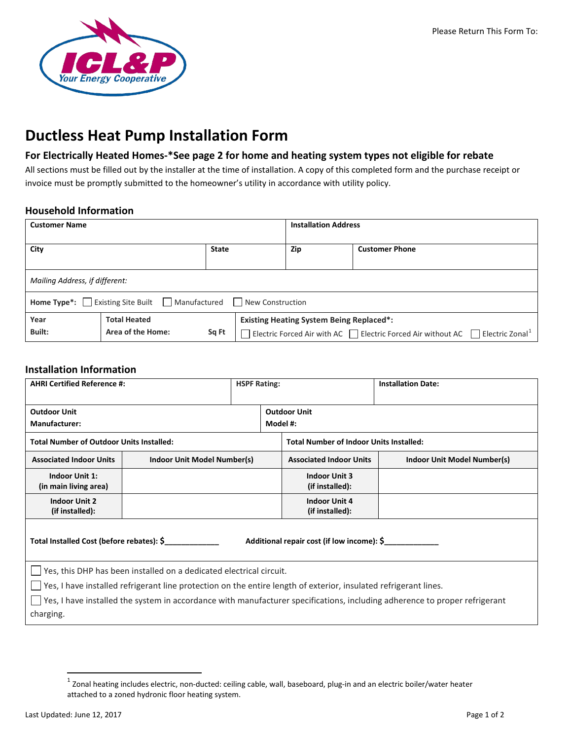ICL&P
Your Energy Cooperative

Please Return This Form To:

# Ductless Heat Pump Installation Form

## For Electrically Heated Homes-*See page 2 for home and heating system types not eligible for rebate

All sections must be filled out by the installer at the time of installation. A copy of this completed form and the purchase receipt or invoice must be promptly submitted to the homeowner's utility in accordance with utility policy.

### Household Information

| **Customer Name** | | | **Installation Address** | |
|---|---|---|---|---|
| **City** | | **State** | **Zip** | **Customer Phone** |
| *Mailing Address, if different:* | | | | |
| **Home Type*:** ☐ Existing Site Built ☐ Manufactured ☐ New Construction | | | | |
| **Year Built:** | **Total Heated Area of the Home:** Sq Ft | **Existing Heating System Being Replaced*:** ☐ Electric Forced Air with AC ☐ Electric Forced Air without AC ☐ Electric Zonal[1] | | |

### Installation Information

| **AHRI Certified Reference #:** | | **HSPF Rating:** | **Installation Date:** |
|---|---|---|---|
| **Outdoor Unit Manufacturer:** | | **Outdoor Unit Model #:** | |
| **Total Number of Outdoor Units Installed:** | | **Total Number of Indoor Units Installed:** | |
| **Associated Indoor Units** | **Indoor Unit Model Number(s)** | **Associated Indoor Units** | **Indoor Unit Model Number(s)** |
| **Indoor Unit 1: (in main living area)** | | **Indoor Unit 3 (if installed):** | |
| **Indoor Unit 2 (if installed):** | | **Indoor Unit 4 (if installed):** | |

**Total Installed Cost (before rebates): $____________** **Additional repair cost (if low income): $____________**

☐ Yes, this DHP has been installed on a dedicated electrical circuit.

☐ Yes, I have installed refrigerant line protection on the entire length of exterior, insulated refrigerant lines.

☐ Yes, I have installed the system in accordance with manufacturer specifications, including adherence to proper refrigerant charging.

[1] Zonal heating includes electric, non-ducted: ceiling cable, wall, baseboard, plug-in and an electric boiler/water heater attached to a zoned hydronic floor heating system.

Last Updated: June 12, 2017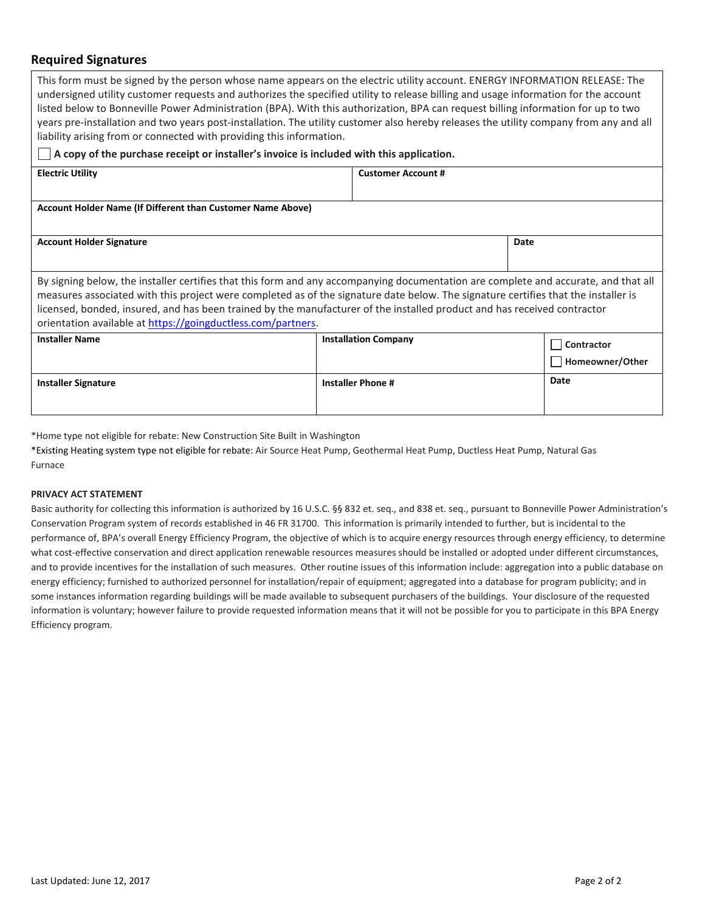## Required Signatures

This form must be signed by the person whose name appears on the electric utility account. ENERGY INFORMATION RELEASE: The undersigned utility customer requests and authorizes the specified utility to release billing and usage information for the account listed below to Bonneville Power Administration (BPA). With this authorization, BPA can request billing information for up to two years pre-installation and two years post-installation. The utility customer also hereby releases the utility company from any and all liability arising from or connected with providing this information.

☐ **A copy of the purchase receipt or installer's invoice is included with this application.**

| | |
|---|---|
| **Electric Utility** | **Customer Account #** |
| **Account Holder Name (If Different than Customer Name Above)** | |
| **Account Holder Signature** | **Date** |

By signing below, the installer certifies that this form and any accompanying documentation are complete and accurate, and that all measures associated with this project were completed as of the signature date below. The signature certifies that the installer is licensed, bonded, insured, and has been trained by the manufacturer of the installed product and has received contractor orientation available at [https://goingductless.com/partners](https://goingductless.com/partners).

| | | |
|---|---|---|
| **Installer Name** | **Installation Company** | ☐ **Contractor** ☐ **Homeowner/Other** |
| **Installer Signature** | **Installer Phone #** | **Date** |

*Home type not eligible for rebate: New Construction Site Built in Washington

*Existing Heating system type not eligible for rebate: Air Source Heat Pump, Geothermal Heat Pump, Ductless Heat Pump, Natural Gas Furnace

**PRIVACY ACT STATEMENT**

Basic authority for collecting this information is authorized by 16 U.S.C. §§ 832 et. seq., and 838 et. seq., pursuant to Bonneville Power Administration's Conservation Program system of records established in 46 FR 31700. This information is primarily intended to further, but is incidental to the performance of, BPA's overall Energy Efficiency Program, the objective of which is to acquire energy resources through energy efficiency, to determine what cost-effective conservation and direct application renewable resources measures should be installed or adopted under different circumstances, and to provide incentives for the installation of such measures. Other routine issues of this information include: aggregation into a public database on energy efficiency; furnished to authorized personnel for installation/repair of equipment; aggregated into a database for program publicity; and in some instances information regarding buildings will be made available to subsequent purchasers of the buildings. Your disclosure of the requested information is voluntary; however failure to provide requested information means that it will not be possible for you to participate in this BPA Energy Efficiency program.

Last Updated: June 12, 2017